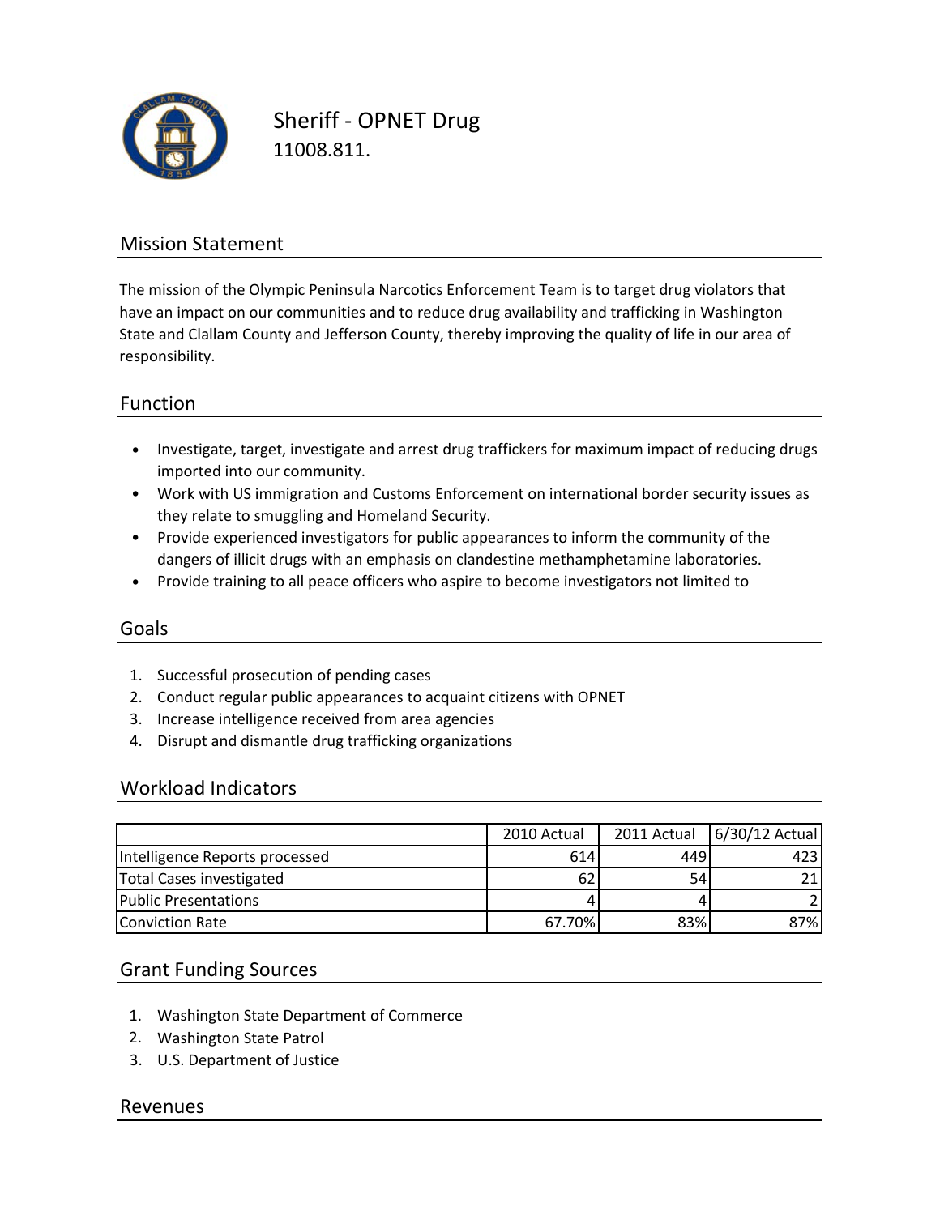# Sheriff - OPNET Drug

11008.811.

## Mission Statement

The mission of the Olympic Peninsula Narcotics Enforcement Team is to target drug violators that have an impact on our communities and to reduce drug availability and trafficking in Washington State and Clallam County and Jefferson County, thereby improving the quality of life in our area of responsibility.

## Function

- Investigate, target, investigate and arrest drug traffickers for maximum impact of reducing drugs imported into our community.
- Work with US immigration and Customs Enforcement on international border security issues as they relate to smuggling and Homeland Security.
- Provide experienced investigators for public appearances to inform the community of the dangers of illicit drugs with an emphasis on clandestine methamphetamine laboratories.
- Provide training to all peace officers who aspire to become investigators not limited to

## Goals

1. Successful prosecution of pending cases
2. Conduct regular public appearances to acquaint citizens with OPNET
3. Increase intelligence received from area agencies
4. Disrupt and dismantle drug trafficking organizations

## Workload Indicators

| | 2010 Actual | 2011 Actual | 6/30/12 Actual |
|---|---:|---:|---:|
| Intelligence Reports processed | 614 | 449 | 423 |
| Total Cases investigated | 62 | 54 | 21 |
| Public Presentations | 4 | 4 | 2 |
| Conviction Rate | 67.70% | 83% | 87% |

## Grant Funding Sources

1. Washington State Department of Commerce
2. Washington State Patrol
3. U.S. Department of Justice

## Revenues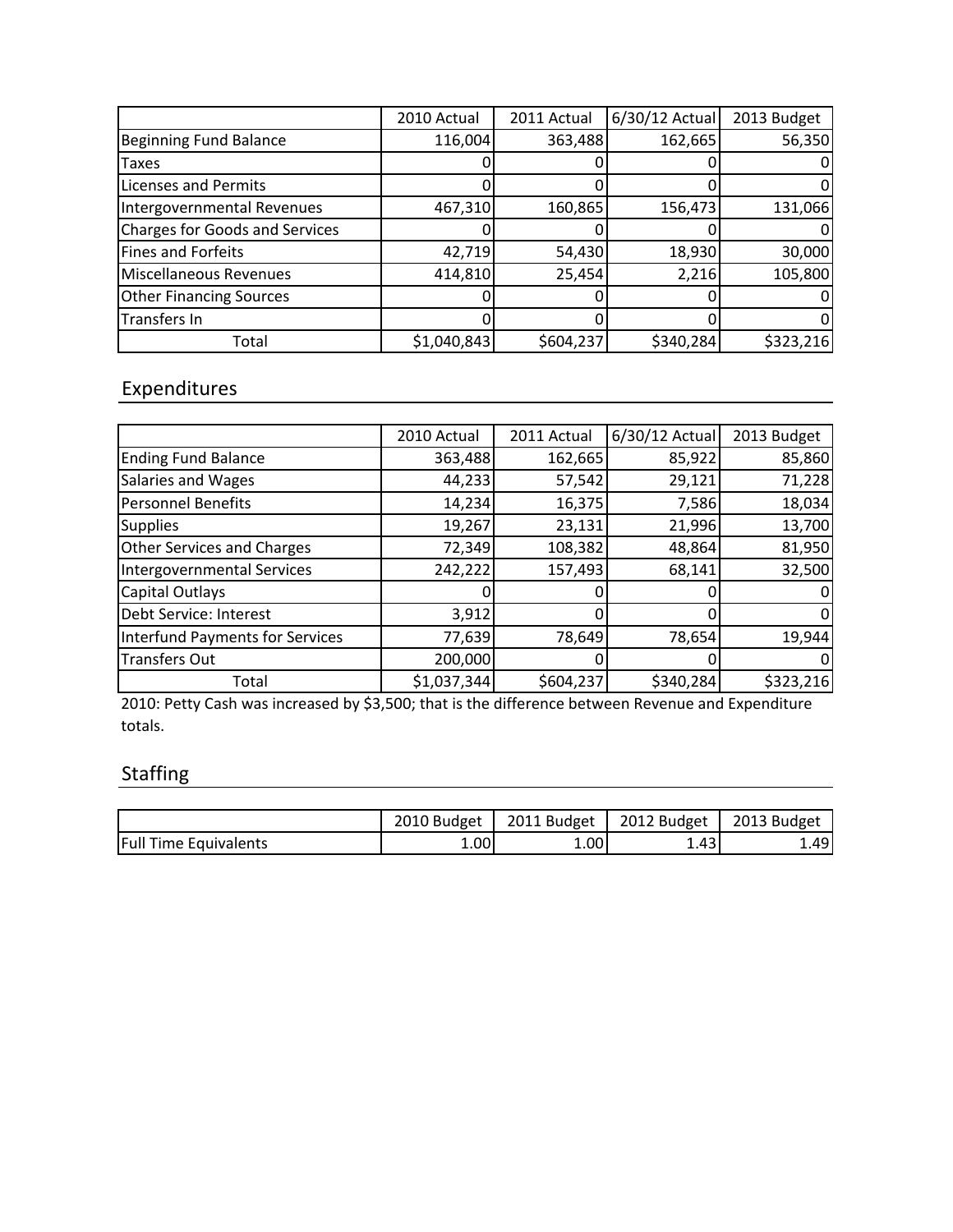| | 2010 Actual | 2011 Actual | 6/30/12 Actual | 2013 Budget |
|---|---|---|---|---|
| Beginning Fund Balance | 116,004 | 363,488 | 162,665 | 56,350 |
| Taxes | 0 | 0 | 0 | 0 |
| Licenses and Permits | 0 | 0 | 0 | 0 |
| Intergovernmental Revenues | 467,310 | 160,865 | 156,473 | 131,066 |
| Charges for Goods and Services | 0 | 0 | 0 | 0 |
| Fines and Forfeits | 42,719 | 54,430 | 18,930 | 30,000 |
| Miscellaneous Revenues | 414,810 | 25,454 | 2,216 | 105,800 |
| Other Financing Sources | 0 | 0 | 0 | 0 |
| Transfers In | 0 | 0 | 0 | 0 |
| Total | $1,040,843 | $604,237 | $340,284 | $323,216 |

## Expenditures

| | 2010 Actual | 2011 Actual | 6/30/12 Actual | 2013 Budget |
|---|---|---|---|---|
| Ending Fund Balance | 363,488 | 162,665 | 85,922 | 85,860 |
| Salaries and Wages | 44,233 | 57,542 | 29,121 | 71,228 |
| Personnel Benefits | 14,234 | 16,375 | 7,586 | 18,034 |
| Supplies | 19,267 | 23,131 | 21,996 | 13,700 |
| Other Services and Charges | 72,349 | 108,382 | 48,864 | 81,950 |
| Intergovernmental Services | 242,222 | 157,493 | 68,141 | 32,500 |
| Capital Outlays | 0 | 0 | 0 | 0 |
| Debt Service: Interest | 3,912 | 0 | 0 | 0 |
| Interfund Payments for Services | 77,639 | 78,649 | 78,654 | 19,944 |
| Transfers Out | 200,000 | 0 | 0 | 0 |
| Total | $1,037,344 | $604,237 | $340,284 | $323,216 |

2010: Petty Cash was increased by $3,500; that is the difference between Revenue and Expenditure totals.

## Staffing

| | 2010 Budget | 2011 Budget | 2012 Budget | 2013 Budget |
|---|---|---|---|---|
| Full Time Equivalents | 1.00 | 1.00 | 1.43 | 1.49 |